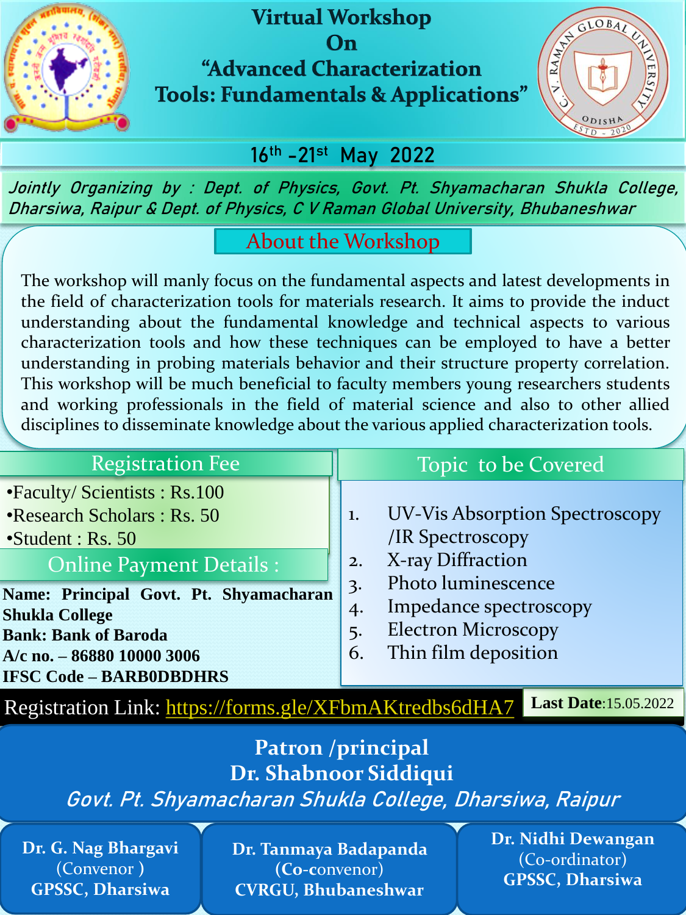# Virtual Workshop On "Advanced Characterization Tools: Fundamentals & Applications"

## 16th – 21st May 2022

*Jointly Organizing by : Dept. of Physics, Govt. Pt. Shyamacharan Shukla College, Dharsiwa, Raipur & Dept. of Physics, C V Raman Global University, Bhubaneshwar*

## About the Workshop

The workshop will manly focus on the fundamental aspects and latest developments in the field of characterization tools for materials research. It aims to provide the induct understanding about the fundamental knowledge and technical aspects to various characterization tools and how these techniques can be employed to have a better understanding in probing materials behavior and their structure property correlation. This workshop will be much beneficial to faculty members young researchers students and working professionals in the field of material science and also to other allied disciplines to disseminate knowledge about the various applied characterization tools.

## Registration Fee

- Faculty/ Scientists : Rs.100
- Research Scholars : Rs. 50
- Student : Rs. 50

## Online Payment Details :

**Name: Principal Govt. Pt. Shyamacharan Shukla College**
**Bank: Bank of Baroda**
**A/c no. – 86880 10000 3006**
**IFSC Code – BARB0DBDHRS**

## Topic to be Covered

1. UV-Vis Absorption Spectroscopy /IR Spectroscopy
2. X-ray Diffraction
3. Photo luminescence
4. Impedance spectroscopy
5. Electron Microscopy
6. Thin film deposition

Registration Link: https://forms.gle/XFbmAKtredbs6dHA7

**Last Date**:15.05.2022

## Patron /principal

**Dr. Shabnoor Siddiqui**

*Govt. Pt. Shyamacharan Shukla College, Dharsiwa, Raipur*

**Dr. G. Nag Bhargavi**
(Convenor )
**GPSSC, Dharsiwa**

**Dr. Tanmaya Badapanda**
(**Co-**convenor)
**CVRGU, Bhubaneshwar**

**Dr. Nidhi Dewangan**
(Co-ordinator)
**GPSSC, Dharsiwa**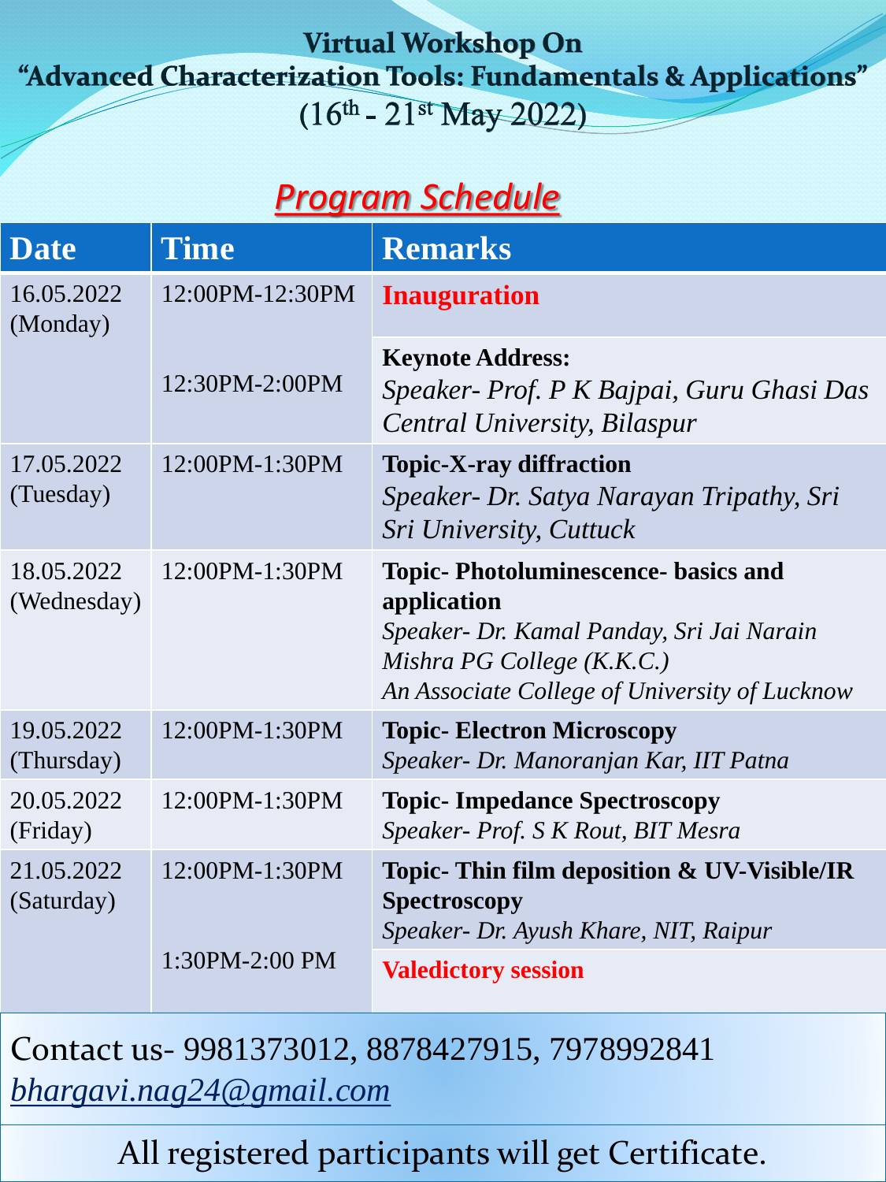# Virtual Workshop On
# "Advanced Characterization Tools: Fundamentals & Applications"
## (16th - 21st May 2022)

## *Program Schedule*

| Date | Time | Remarks |
|---|---|---|
| 16.05.2022 (Monday) | 12:00PM-12:30PM | **Inauguration** |
| | 12:30PM-2:00PM | **Keynote Address:** *Speaker- Prof. P K Bajpai, Guru Ghasi Das Central University, Bilaspur* |
| 17.05.2022 (Tuesday) | 12:00PM-1:30PM | **Topic-X-ray diffraction** *Speaker- Dr. Satya Narayan Tripathy, Sri Sri University, Cuttuck* |
| 18.05.2022 (Wednesday) | 12:00PM-1:30PM | **Topic- Photoluminescence- basics and application** *Speaker- Dr. Kamal Panday, Sri Jai Narain Mishra PG College (K.K.C.) An Associate College of University of Lucknow* |
| 19.05.2022 (Thursday) | 12:00PM-1:30PM | **Topic- Electron Microscopy** *Speaker- Dr. Manoranjan Kar, IIT Patna* |
| 20.05.2022 (Friday) | 12:00PM-1:30PM | **Topic- Impedance Spectroscopy** *Speaker- Prof. S K Rout, BIT Mesra* |
| 21.05.2022 (Saturday) | 12:00PM-1:30PM | **Topic- Thin film deposition & UV-Visible/IR Spectroscopy** *Speaker- Dr. Ayush Khare, NIT, Raipur* |
| | 1:30PM-2:00 PM | **Valedictory session** |

Contact us- 9981373012, 8878427915, 7978992841
bhargavi.nag24@gmail.com

All registered participants will get Certificate.